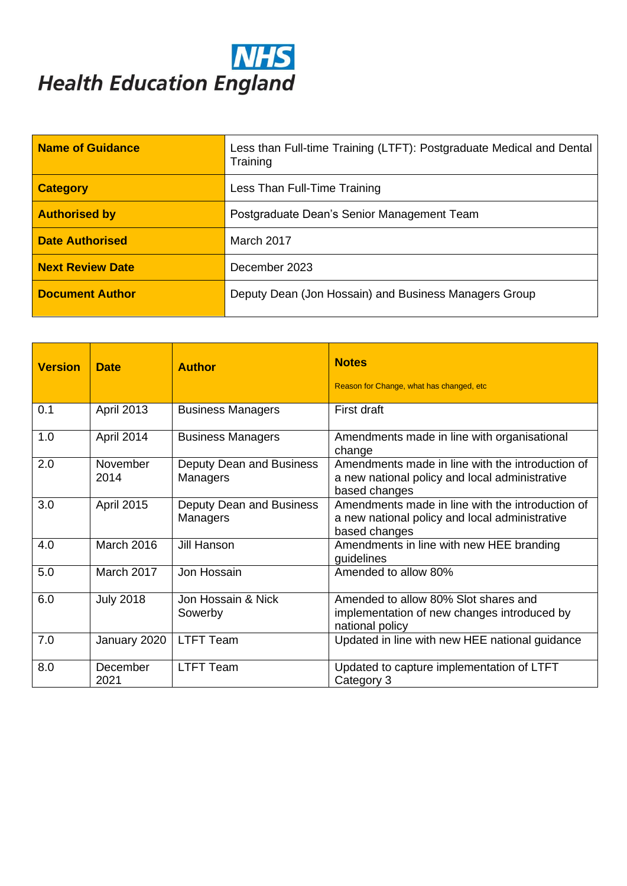NHS
Health Education England

| Name of Guidance | Less than Full-time Training (LTFT): Postgraduate Medical and Dental Training |
|---|---|
| Category | Less Than Full-Time Training |
| Authorised by | Postgraduate Dean's Senior Management Team |
| Date Authorised | March 2017 |
| Next Review Date | December 2023 |
| Document Author | Deputy Dean (Jon Hossain) and Business Managers Group |

| Version | Date | Author | Notes<br>Reason for Change, what has changed, etc |
|---|---|---|---|
| 0.1 | April 2013 | Business Managers | First draft |
| 1.0 | April 2014 | Business Managers | Amendments made in line with organisational change |
| 2.0 | November 2014 | Deputy Dean and Business Managers | Amendments made in line with the introduction of a new national policy and local administrative based changes |
| 3.0 | April 2015 | Deputy Dean and Business Managers | Amendments made in line with the introduction of a new national policy and local administrative based changes |
| 4.0 | March 2016 | Jill Hanson | Amendments in line with new HEE branding guidelines |
| 5.0 | March 2017 | Jon Hossain | Amended to allow 80% |
| 6.0 | July 2018 | Jon Hossain & Nick Sowerby | Amended to allow 80% Slot shares and implementation of new changes introduced by national policy |
| 7.0 | January 2020 | LTFT Team | Updated in line with new HEE national guidance |
| 8.0 | December 2021 | LTFT Team | Updated to capture implementation of LTFT Category 3 |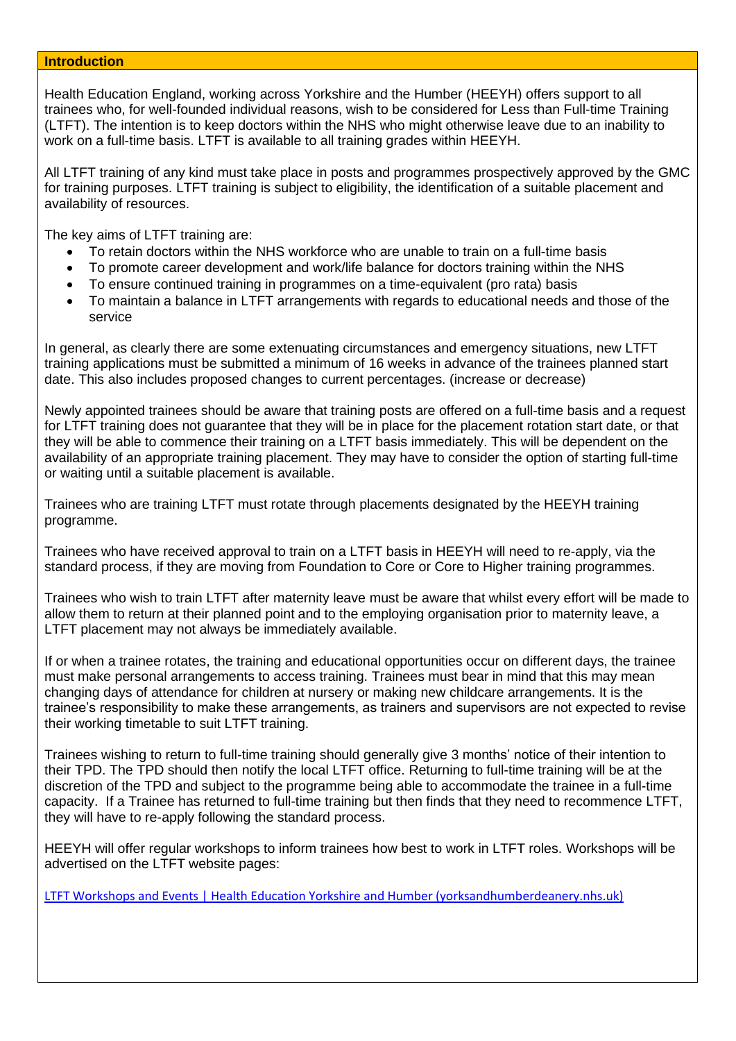## Introduction

Health Education England, working across Yorkshire and the Humber (HEEYH) offers support to all trainees who, for well-founded individual reasons, wish to be considered for Less than Full-time Training (LTFT). The intention is to keep doctors within the NHS who might otherwise leave due to an inability to work on a full-time basis. LTFT is available to all training grades within HEEYH.

All LTFT training of any kind must take place in posts and programmes prospectively approved by the GMC for training purposes. LTFT training is subject to eligibility, the identification of a suitable placement and availability of resources.

The key aims of LTFT training are:

- To retain doctors within the NHS workforce who are unable to train on a full-time basis
- To promote career development and work/life balance for doctors training within the NHS
- To ensure continued training in programmes on a time-equivalent (pro rata) basis
- To maintain a balance in LTFT arrangements with regards to educational needs and those of the service

In general, as clearly there are some extenuating circumstances and emergency situations, new LTFT training applications must be submitted a minimum of 16 weeks in advance of the trainees planned start date. This also includes proposed changes to current percentages. (increase or decrease)

Newly appointed trainees should be aware that training posts are offered on a full-time basis and a request for LTFT training does not guarantee that they will be in place for the placement rotation start date, or that they will be able to commence their training on a LTFT basis immediately. This will be dependent on the availability of an appropriate training placement. They may have to consider the option of starting full-time or waiting until a suitable placement is available.

Trainees who are training LTFT must rotate through placements designated by the HEEYH training programme.

Trainees who have received approval to train on a LTFT basis in HEEYH will need to re-apply, via the standard process, if they are moving from Foundation to Core or Core to Higher training programmes.

Trainees who wish to train LTFT after maternity leave must be aware that whilst every effort will be made to allow them to return at their planned point and to the employing organisation prior to maternity leave, a LTFT placement may not always be immediately available.

If or when a trainee rotates, the training and educational opportunities occur on different days, the trainee must make personal arrangements to access training. Trainees must bear in mind that this may mean changing days of attendance for children at nursery or making new childcare arrangements. It is the trainee's responsibility to make these arrangements, as trainers and supervisors are not expected to revise their working timetable to suit LTFT training.

Trainees wishing to return to full-time training should generally give 3 months' notice of their intention to their TPD. The TPD should then notify the local LTFT office. Returning to full-time training will be at the discretion of the TPD and subject to the programme being able to accommodate the trainee in a full-time capacity. If a Trainee has returned to full-time training but then finds that they need to recommence LTFT, they will have to re-apply following the standard process.

HEEYH will offer regular workshops to inform trainees how best to work in LTFT roles. Workshops will be advertised on the LTFT website pages:

LTFT Workshops and Events | Health Education Yorkshire and Humber (yorksandhumberdeanery.nhs.uk)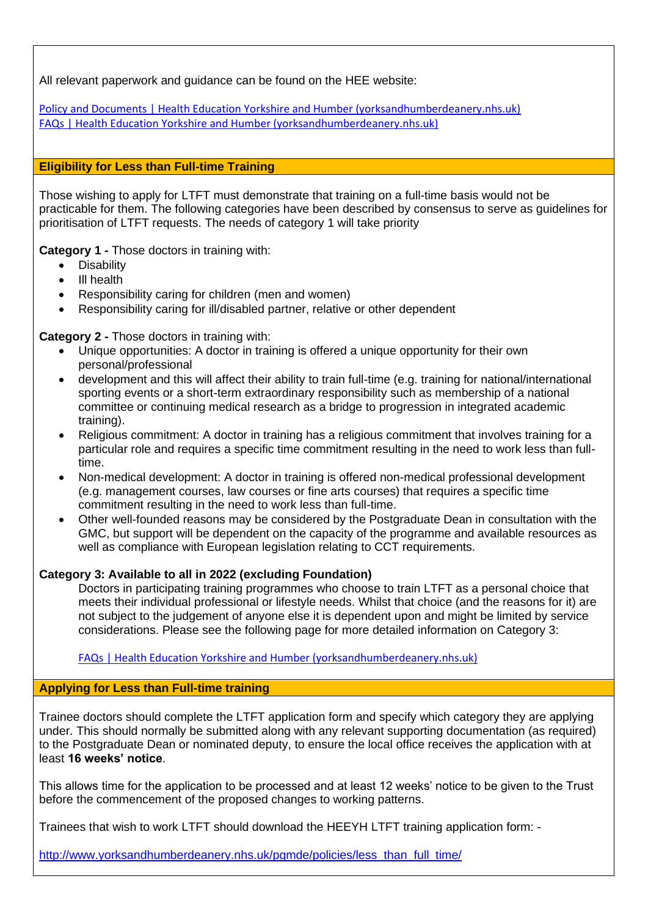All relevant paperwork and guidance can be found on the HEE website:

[Policy and Documents | Health Education Yorkshire and Humber (yorksandhumberdeanery.nhs.uk)](#)
[FAQs | Health Education Yorkshire and Humber (yorksandhumberdeanery.nhs.uk)](#)

## Eligibility for Less than Full-time Training

Those wishing to apply for LTFT must demonstrate that training on a full-time basis would not be practicable for them. The following categories have been described by consensus to serve as guidelines for prioritisation of LTFT requests. The needs of category 1 will take priority

**Category 1 -** Those doctors in training with:

- Disability
- Ill health
- Responsibility caring for children (men and women)
- Responsibility caring for ill/disabled partner, relative or other dependent

**Category 2 -** Those doctors in training with:

- Unique opportunities: A doctor in training is offered a unique opportunity for their own personal/professional
- development and this will affect their ability to train full-time (e.g. training for national/international sporting events or a short-term extraordinary responsibility such as membership of a national committee or continuing medical research as a bridge to progression in integrated academic training).
- Religious commitment: A doctor in training has a religious commitment that involves training for a particular role and requires a specific time commitment resulting in the need to work less than full-time.
- Non-medical development: A doctor in training is offered non-medical professional development (e.g. management courses, law courses or fine arts courses) that requires a specific time commitment resulting in the need to work less than full-time.
- Other well-founded reasons may be considered by the Postgraduate Dean in consultation with the GMC, but support will be dependent on the capacity of the programme and available resources as well as compliance with European legislation relating to CCT requirements.

**Category 3: Available to all in 2022 (excluding Foundation)**

Doctors in participating training programmes who choose to train LTFT as a personal choice that meets their individual professional or lifestyle needs. Whilst that choice (and the reasons for it) are not subject to the judgement of anyone else it is dependent upon and might be limited by service considerations. Please see the following page for more detailed information on Category 3:

[FAQs | Health Education Yorkshire and Humber (yorksandhumberdeanery.nhs.uk)](#)

## Applying for Less than Full-time training

Trainee doctors should complete the LTFT application form and specify which category they are applying under. This should normally be submitted along with any relevant supporting documentation (as required) to the Postgraduate Dean or nominated deputy, to ensure the local office receives the application with at least **16 weeks' notice**.

This allows time for the application to be processed and at least 12 weeks' notice to be given to the Trust before the commencement of the proposed changes to working patterns.

Trainees that wish to work LTFT should download the HEEYH LTFT training application form: -

http://www.yorksandhumberdeanery.nhs.uk/pgmde/policies/less_than_full_time/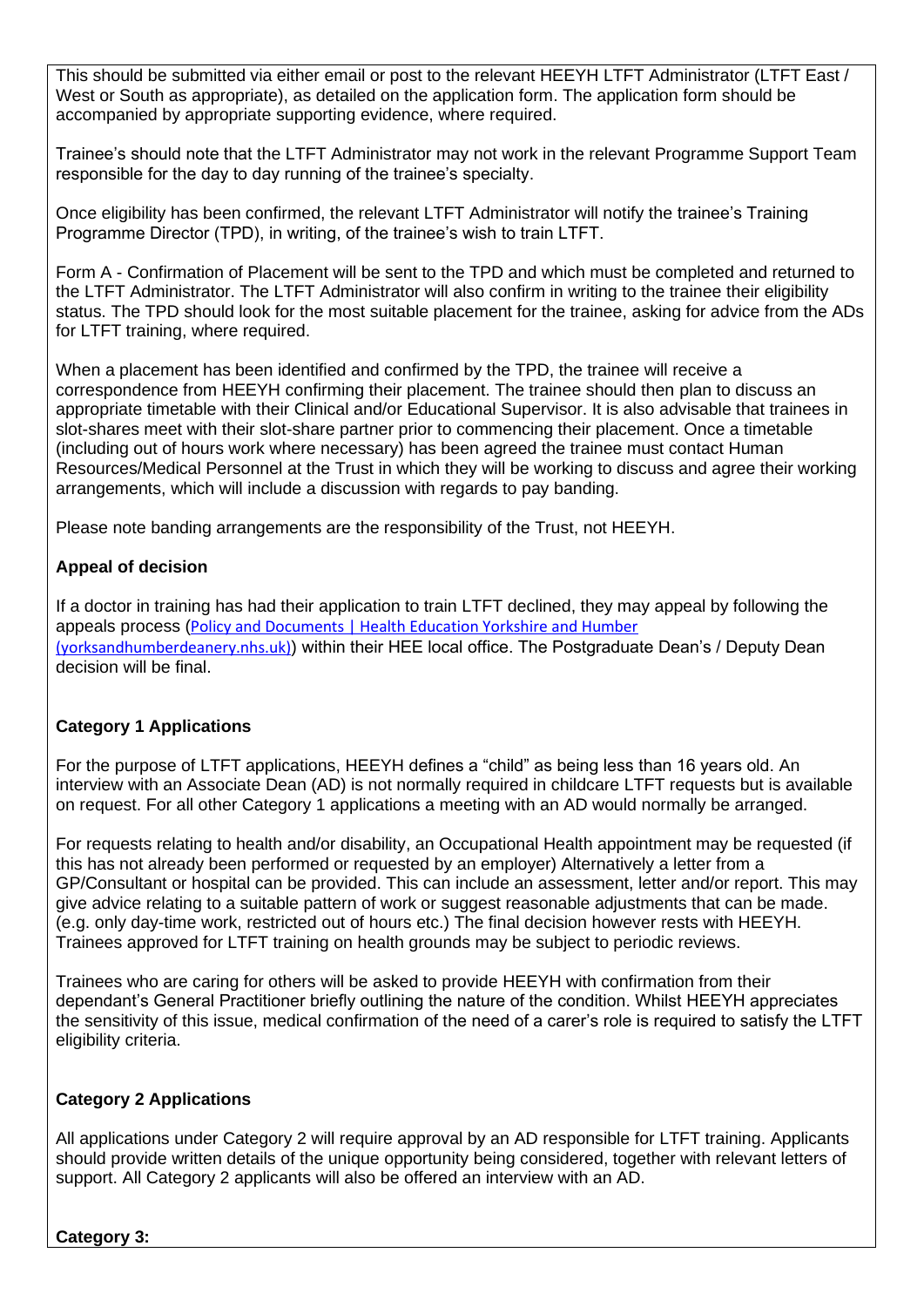This should be submitted via either email or post to the relevant HEEYH LTFT Administrator (LTFT East / West or South as appropriate), as detailed on the application form. The application form should be accompanied by appropriate supporting evidence, where required.

Trainee's should note that the LTFT Administrator may not work in the relevant Programme Support Team responsible for the day to day running of the trainee's specialty.

Once eligibility has been confirmed, the relevant LTFT Administrator will notify the trainee's Training Programme Director (TPD), in writing, of the trainee's wish to train LTFT.

Form A - Confirmation of Placement will be sent to the TPD and which must be completed and returned to the LTFT Administrator. The LTFT Administrator will also confirm in writing to the trainee their eligibility status. The TPD should look for the most suitable placement for the trainee, asking for advice from the ADs for LTFT training, where required.

When a placement has been identified and confirmed by the TPD, the trainee will receive a correspondence from HEEYH confirming their placement. The trainee should then plan to discuss an appropriate timetable with their Clinical and/or Educational Supervisor. It is also advisable that trainees in slot-shares meet with their slot-share partner prior to commencing their placement. Once a timetable (including out of hours work where necessary) has been agreed the trainee must contact Human Resources/Medical Personnel at the Trust in which they will be working to discuss and agree their working arrangements, which will include a discussion with regards to pay banding.

Please note banding arrangements are the responsibility of the Trust, not HEEYH.

**Appeal of decision**

If a doctor in training has had their application to train LTFT declined, they may appeal by following the appeals process (Policy and Documents | Health Education Yorkshire and Humber (yorksandhumberdeanery.nhs.uk)) within their HEE local office. The Postgraduate Dean's / Deputy Dean decision will be final.

**Category 1 Applications**

For the purpose of LTFT applications, HEEYH defines a "child" as being less than 16 years old. An interview with an Associate Dean (AD) is not normally required in childcare LTFT requests but is available on request. For all other Category 1 applications a meeting with an AD would normally be arranged.

For requests relating to health and/or disability, an Occupational Health appointment may be requested (if this has not already been performed or requested by an employer) Alternatively a letter from a GP/Consultant or hospital can be provided. This can include an assessment, letter and/or report. This may give advice relating to a suitable pattern of work or suggest reasonable adjustments that can be made. (e.g. only day-time work, restricted out of hours etc.) The final decision however rests with HEEYH. Trainees approved for LTFT training on health grounds may be subject to periodic reviews.

Trainees who are caring for others will be asked to provide HEEYH with confirmation from their dependant's General Practitioner briefly outlining the nature of the condition. Whilst HEEYH appreciates the sensitivity of this issue, medical confirmation of the need of a carer's role is required to satisfy the LTFT eligibility criteria.

**Category 2 Applications**

All applications under Category 2 will require approval by an AD responsible for LTFT training. Applicants should provide written details of the unique opportunity being considered, together with relevant letters of support. All Category 2 applicants will also be offered an interview with an AD.

**Category 3:**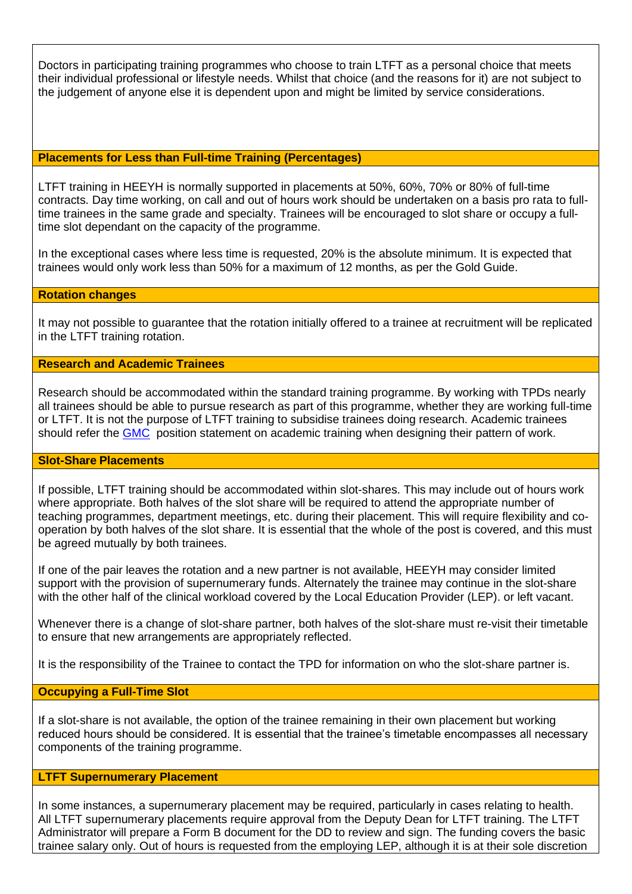Doctors in participating training programmes who choose to train LTFT as a personal choice that meets their individual professional or lifestyle needs. Whilst that choice (and the reasons for it) are not subject to the judgement of anyone else it is dependent upon and might be limited by service considerations.

### Placements for Less than Full-time Training (Percentages)

LTFT training in HEEYH is normally supported in placements at 50%, 60%, 70% or 80% of full-time contracts. Day time working, on call and out of hours work should be undertaken on a basis pro rata to full-time trainees in the same grade and specialty. Trainees will be encouraged to slot share or occupy a full-time slot dependant on the capacity of the programme.

In the exceptional cases where less time is requested, 20% is the absolute minimum. It is expected that trainees would only work less than 50% for a maximum of 12 months, as per the Gold Guide.

### Rotation changes

It may not possible to guarantee that the rotation initially offered to a trainee at recruitment will be replicated in the LTFT training rotation.

### Research and Academic Trainees

Research should be accommodated within the standard training programme. By working with TPDs nearly all trainees should be able to pursue research as part of this programme, whether they are working full-time or LTFT. It is not the purpose of LTFT training to subsidise trainees doing research. Academic trainees should refer the [GMC](GMC) position statement on academic training when designing their pattern of work.

### Slot-Share Placements

If possible, LTFT training should be accommodated within slot-shares. This may include out of hours work where appropriate. Both halves of the slot share will be required to attend the appropriate number of teaching programmes, department meetings, etc. during their placement. This will require flexibility and co-operation by both halves of the slot share. It is essential that the whole of the post is covered, and this must be agreed mutually by both trainees.

If one of the pair leaves the rotation and a new partner is not available, HEEYH may consider limited support with the provision of supernumerary funds. Alternately the trainee may continue in the slot-share with the other half of the clinical workload covered by the Local Education Provider (LEP). or left vacant.

Whenever there is a change of slot-share partner, both halves of the slot-share must re-visit their timetable to ensure that new arrangements are appropriately reflected.

It is the responsibility of the Trainee to contact the TPD for information on who the slot-share partner is.

### Occupying a Full-Time Slot

If a slot-share is not available, the option of the trainee remaining in their own placement but working reduced hours should be considered. It is essential that the trainee's timetable encompasses all necessary components of the training programme.

### LTFT Supernumerary Placement

In some instances, a supernumerary placement may be required, particularly in cases relating to health. All LTFT supernumerary placements require approval from the Deputy Dean for LTFT training. The LTFT Administrator will prepare a Form B document for the DD to review and sign. The funding covers the basic trainee salary only. Out of hours is requested from the employing LEP, although it is at their sole discretion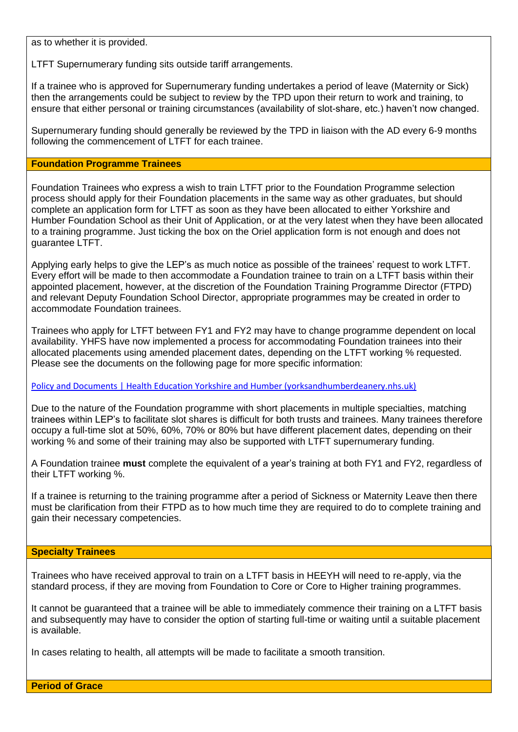as to whether it is provided.

LTFT Supernumerary funding sits outside tariff arrangements.

If a trainee who is approved for Supernumerary funding undertakes a period of leave (Maternity or Sick) then the arrangements could be subject to review by the TPD upon their return to work and training, to ensure that either personal or training circumstances (availability of slot-share, etc.) haven't now changed.

Supernumerary funding should generally be reviewed by the TPD in liaison with the AD every 6-9 months following the commencement of LTFT for each trainee.

## Foundation Programme Trainees

Foundation Trainees who express a wish to train LTFT prior to the Foundation Programme selection process should apply for their Foundation placements in the same way as other graduates, but should complete an application form for LTFT as soon as they have been allocated to either Yorkshire and Humber Foundation School as their Unit of Application, or at the very latest when they have been allocated to a training programme. Just ticking the box on the Oriel application form is not enough and does not guarantee LTFT.

Applying early helps to give the LEP's as much notice as possible of the trainees' request to work LTFT. Every effort will be made to then accommodate a Foundation trainee to train on a LTFT basis within their appointed placement, however, at the discretion of the Foundation Training Programme Director (FTPD) and relevant Deputy Foundation School Director, appropriate programmes may be created in order to accommodate Foundation trainees.

Trainees who apply for LTFT between FY1 and FY2 may have to change programme dependent on local availability. YHFS have now implemented a process for accommodating Foundation trainees into their allocated placements using amended placement dates, depending on the LTFT working % requested. Please see the documents on the following page for more specific information:

[Policy and Documents | Health Education Yorkshire and Humber (yorksandhumberdeanery.nhs.uk)](yorksandhumberdeanery.nhs.uk)

Due to the nature of the Foundation programme with short placements in multiple specialties, matching trainees within LEP's to facilitate slot shares is difficult for both trusts and trainees. Many trainees therefore occupy a full-time slot at 50%, 60%, 70% or 80% but have different placement dates, depending on their working % and some of their training may also be supported with LTFT supernumerary funding.

A Foundation trainee **must** complete the equivalent of a year's training at both FY1 and FY2, regardless of their LTFT working %.

If a trainee is returning to the training programme after a period of Sickness or Maternity Leave then there must be clarification from their FTPD as to how much time they are required to do to complete training and gain their necessary competencies.

## Specialty Trainees

Trainees who have received approval to train on a LTFT basis in HEEYH will need to re-apply, via the standard process, if they are moving from Foundation to Core or Core to Higher training programmes.

It cannot be guaranteed that a trainee will be able to immediately commence their training on a LTFT basis and subsequently may have to consider the option of starting full-time or waiting until a suitable placement is available.

In cases relating to health, all attempts will be made to facilitate a smooth transition.

## Period of Grace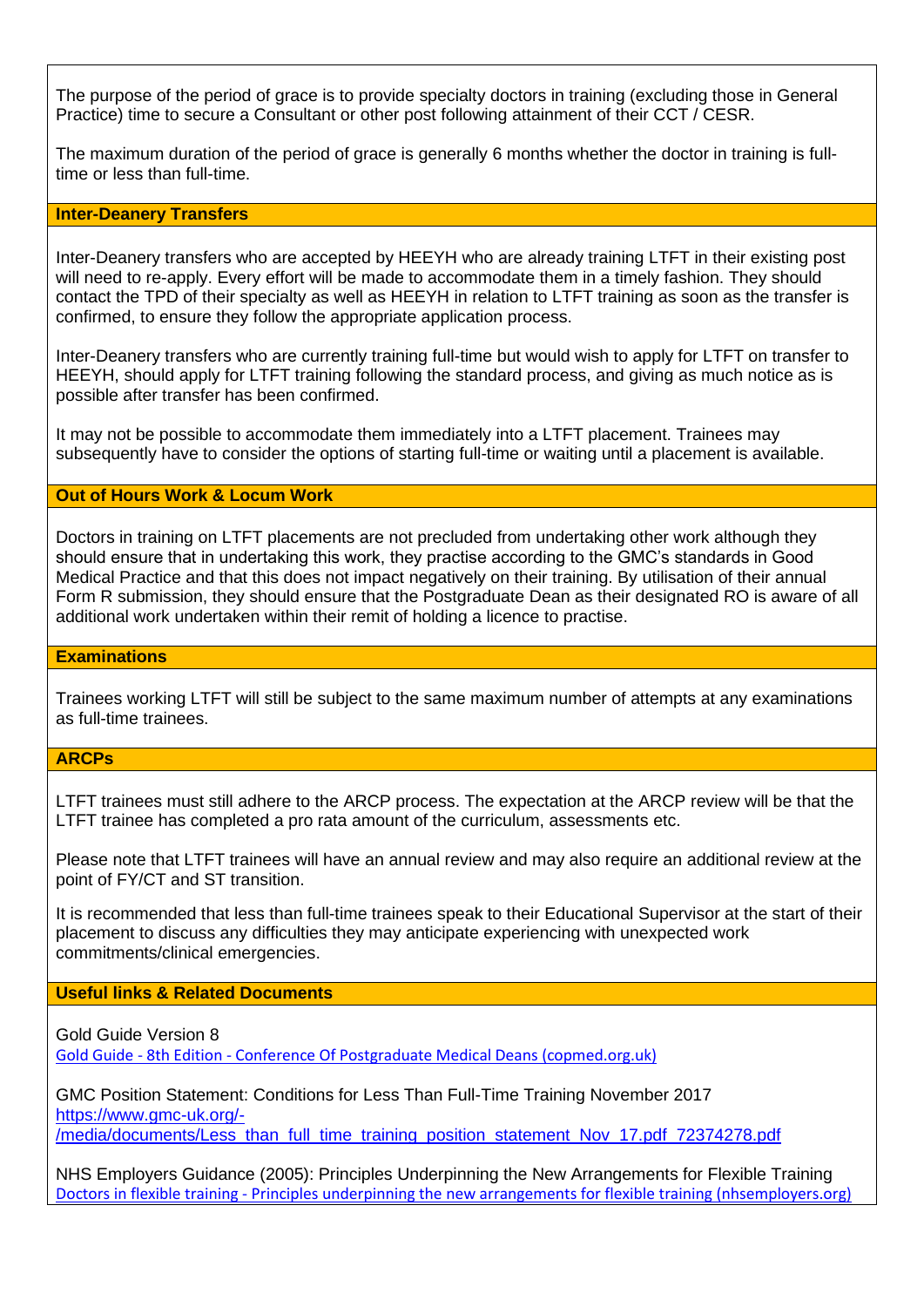The purpose of the period of grace is to provide specialty doctors in training (excluding those in General Practice) time to secure a Consultant or other post following attainment of their CCT / CESR.

The maximum duration of the period of grace is generally 6 months whether the doctor in training is full-time or less than full-time.

## Inter-Deanery Transfers

Inter-Deanery transfers who are accepted by HEEYH who are already training LTFT in their existing post will need to re-apply. Every effort will be made to accommodate them in a timely fashion. They should contact the TPD of their specialty as well as HEEYH in relation to LTFT training as soon as the transfer is confirmed, to ensure they follow the appropriate application process.

Inter-Deanery transfers who are currently training full-time but would wish to apply for LTFT on transfer to HEEYH, should apply for LTFT training following the standard process, and giving as much notice as is possible after transfer has been confirmed.

It may not be possible to accommodate them immediately into a LTFT placement. Trainees may subsequently have to consider the options of starting full-time or waiting until a placement is available.

## Out of Hours Work & Locum Work

Doctors in training on LTFT placements are not precluded from undertaking other work although they should ensure that in undertaking this work, they practise according to the GMC's standards in Good Medical Practice and that this does not impact negatively on their training. By utilisation of their annual Form R submission, they should ensure that the Postgraduate Dean as their designated RO is aware of all additional work undertaken within their remit of holding a licence to practise.

## Examinations

Trainees working LTFT will still be subject to the same maximum number of attempts at any examinations as full-time trainees.

## ARCPs

LTFT trainees must still adhere to the ARCP process. The expectation at the ARCP review will be that the LTFT trainee has completed a pro rata amount of the curriculum, assessments etc.

Please note that LTFT trainees will have an annual review and may also require an additional review at the point of FY/CT and ST transition.

It is recommended that less than full-time trainees speak to their Educational Supervisor at the start of their placement to discuss any difficulties they may anticipate experiencing with unexpected work commitments/clinical emergencies.

## Useful links & Related Documents

Gold Guide Version 8
Gold Guide - 8th Edition - Conference Of Postgraduate Medical Deans (copmed.org.uk)

GMC Position Statement: Conditions for Less Than Full-Time Training November 2017
https://www.gmc-uk.org/-/media/documents/Less_than_full_time_training_position_statement_Nov_17.pdf_72374278.pdf

NHS Employers Guidance (2005): Principles Underpinning the New Arrangements for Flexible Training
Doctors in flexible training - Principles underpinning the new arrangements for flexible training (nhsemployers.org)